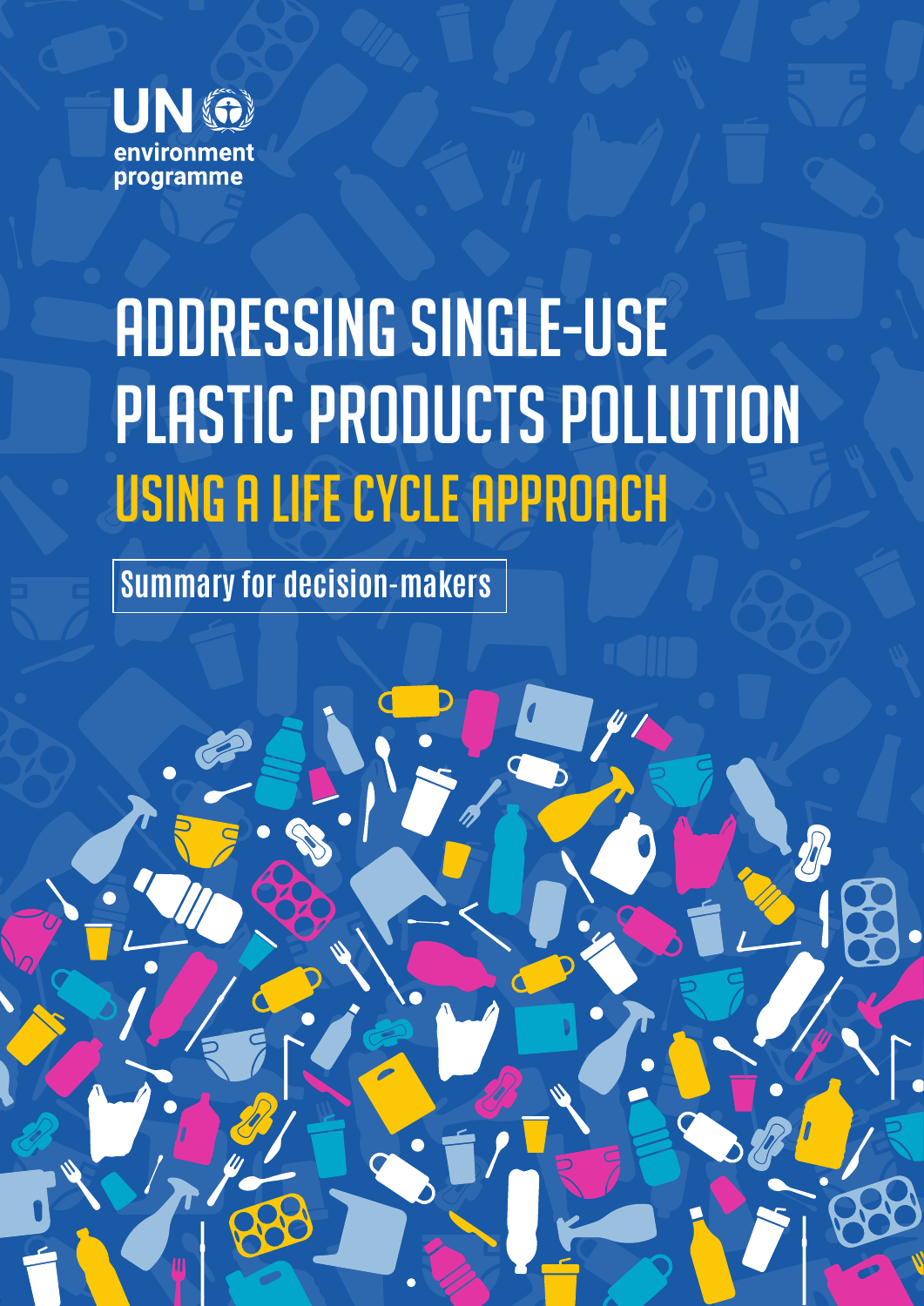UN environment programme

# ADDRESSING SINGLE-USE PLASTIC PRODUCTS POLLUTION

## USING A LIFE CYCLE APPROACH

Summary for decision-makers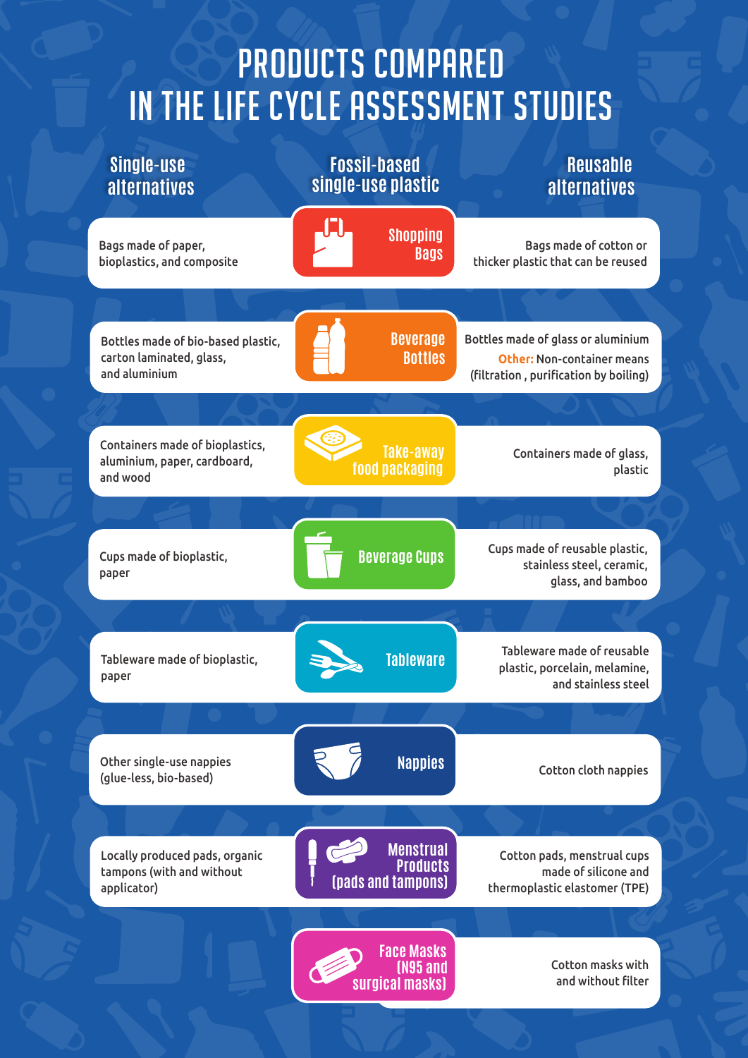# PRODUCTS COMPARED IN THE LIFE CYCLE ASSESSMENT STUDIES

| Single-use alternatives | Fossil-based single-use plastic | Reusable alternatives |
| --- | --- | --- |
| Bags made of paper, bioplastics, and composite | Shopping Bags | Bags made of cotton or thicker plastic that can be reused |
| Bottles made of bio-based plastic, carton laminated, glass, and aluminium | Beverage Bottles | Bottles made of glass or aluminium **Other:** Non-container means (filtration , purification by boiling) |
| Containers made of bioplastics, aluminium, paper, cardboard, and wood | Take-away food packaging | Containers made of glass, plastic |
| Cups made of bioplastic, paper | Beverage Cups | Cups made of reusable plastic, stainless steel, ceramic, glass, and bamboo |
| Tableware made of bioplastic, paper | Tableware | Tableware made of reusable plastic, porcelain, melamine, and stainless steel |
| Other single-use nappies (glue-less, bio-based) | Nappies | Cotton cloth nappies |
| Locally produced pads, organic tampons (with and without applicator) | Menstrual Products (pads and tampons) | Cotton pads, menstrual cups made of silicone and thermoplastic elastomer (TPE) |
| | Face Masks (N95 and surgical masks) | Cotton masks with and without filter |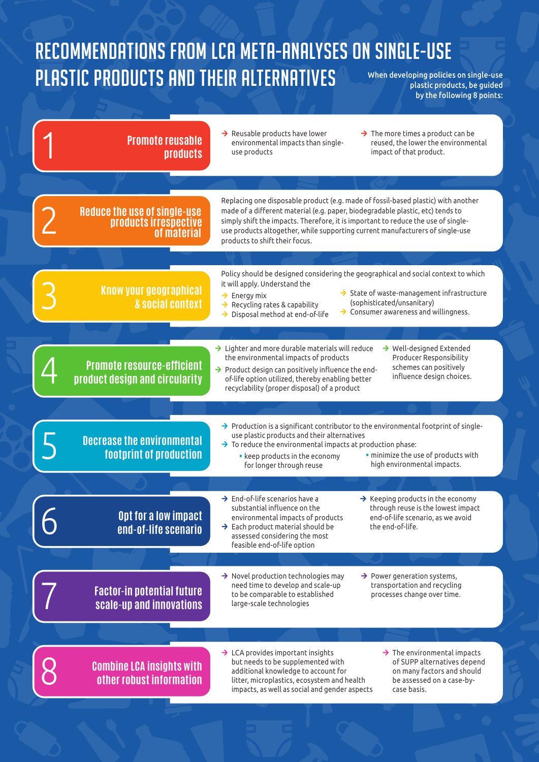# RECOMMENDATIONS FROM LCA META-ANALYSES ON SINGLE-USE PLASTIC PRODUCTS AND THEIR ALTERNATIVES

When developing policies on single-use plastic products, be guided by the following 8 points:

## 1 Promote reusable products

- Reusable products have lower environmental impacts than single-use products
- The more times a product can be reused, the lower the environmental impact of that product.

## 2 Reduce the use of single-use products irrespective of material

Replacing one disposable product (e.g. made of fossil-based plastic) with another made of a different material (e.g. paper, biodegradable plastic, etc) tends to simply shift the impacts. Therefore, it is important to reduce the use of single-use products altogether, while supporting current manufacturers of single-use products to shift their focus.

## 3 Know your geographical & social context

Policy should be designed considering the geographical and social context to which it will apply. Understand the

- Energy mix
- Recycling rates & capability
- Disposal method at end-of-life
- State of waste-management infrastructure (sophisticated/unsanitary)
- Consumer awareness and willingness.

## 4 Promote resource-efficient product design and circularity

- Lighter and more durable materials will reduce the environmental impacts of products
- Product design can positively influence the end-of-life option utilized, thereby enabling better recyclability (proper disposal) of a product
- Well-designed Extended Producer Responsibility schemes can positively influence design choices.

## 5 Decrease the environmental footprint of production

- Production is a significant contributor to the environmental footprint of single-use plastic products and their alternatives
- To reduce the environmental impacts at production phase:
  - keep products in the economy for longer through reuse
  - minimize the use of products with high environmental impacts.

## 6 Opt for a low impact end-of-life scenario

- End-of-life scenarios have a substantial influence on the environmental impacts of products
- Each product material should be assessed considering the most feasible end-of-life option
- Keeping products in the economy through reuse is the lowest impact end-of-life scenario, as we avoid the end-of-life.

## 7 Factor-in potential future scale-up and innovations

- Novel production technologies may need time to develop and scale-up to be comparable to established large-scale technologies
- Power generation systems, transportation and recycling processes change over time.

## 8 Combine LCA insights with other robust information

- LCA provides important insights but needs to be supplemented with additional knowledge to account for litter, microplastics, ecosystem and health impacts, as well as social and gender aspects
- The environmental impacts of SUPP alternatives depend on many factors and should be assessed on a case-by-case basis.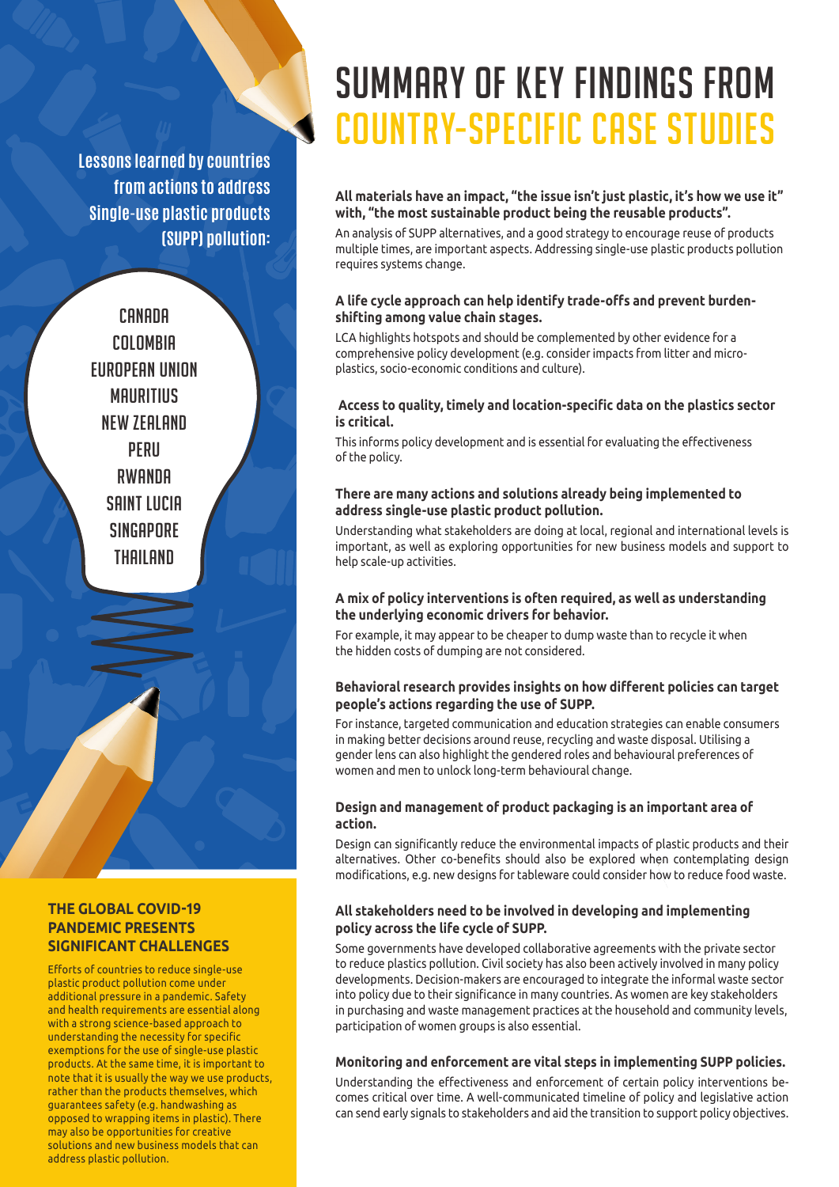# SUMMARY OF KEY FINDINGS FROM COUNTRY-SPECIFIC CASE STUDIES

Lessons learned by countries from actions to address Single-use plastic products (SUPP) pollution:

- CANADA
- COLOMBIA
- EUROPEAN UNION
- MAURITIUS
- NEW ZEALAND
- PERU
- RWANDA
- SAINT LUCIA
- SINGAPORE
- THAILAND

## THE GLOBAL COVID-19 PANDEMIC PRESENTS SIGNIFICANT CHALLENGES

Efforts of countries to reduce single-use plastic product pollution come under additional pressure in a pandemic. Safety and health requirements are essential along with a strong science-based approach to understanding the necessity for specific exemptions for the use of single-use plastic products. At the same time, it is important to note that it is usually the way we use products, rather than the products themselves, which guarantees safety (e.g. handwashing as opposed to wrapping items in plastic). There may also be opportunities for creative solutions and new business models that can address plastic pollution.

**All materials have an impact, "the issue isn't just plastic, it's how we use it" with, "the most sustainable product being the reusable products".**

An analysis of SUPP alternatives, and a good strategy to encourage reuse of products multiple times, are important aspects. Addressing single-use plastic products pollution requires systems change.

**A life cycle approach can help identify trade-offs and prevent burden-shifting among value chain stages.**

LCA highlights hotspots and should be complemented by other evidence for a comprehensive policy development (e.g. consider impacts from litter and micro-plastics, socio-economic conditions and culture).

**Access to quality, timely and location-specific data on the plastics sector is critical.**

This informs policy development and is essential for evaluating the effectiveness of the policy.

**There are many actions and solutions already being implemented to address single-use plastic product pollution.**

Understanding what stakeholders are doing at local, regional and international levels is important, as well as exploring opportunities for new business models and support to help scale-up activities.

**A mix of policy interventions is often required, as well as understanding the underlying economic drivers for behavior.**

For example, it may appear to be cheaper to dump waste than to recycle it when the hidden costs of dumping are not considered.

**Behavioral research provides insights on how different policies can target people's actions regarding the use of SUPP.**

For instance, targeted communication and education strategies can enable consumers in making better decisions around reuse, recycling and waste disposal. Utilising a gender lens can also highlight the gendered roles and behavioural preferences of women and men to unlock long-term behavioural change.

**Design and management of product packaging is an important area of action.**

Design can significantly reduce the environmental impacts of plastic products and their alternatives. Other co-benefits should also be explored when contemplating design modifications, e.g. new designs for tableware could consider how to reduce food waste.

**All stakeholders need to be involved in developing and implementing policy across the life cycle of SUPP.**

Some governments have developed collaborative agreements with the private sector to reduce plastics pollution. Civil society has also been actively involved in many policy developments. Decision-makers are encouraged to integrate the informal waste sector into policy due to their significance in many countries. As women are key stakeholders in purchasing and waste management practices at the household and community levels, participation of women groups is also essential.

**Monitoring and enforcement are vital steps in implementing SUPP policies.**

Understanding the effectiveness and enforcement of certain policy interventions becomes critical over time. A well-communicated timeline of policy and legislative action can send early signals to stakeholders and aid the transition to support policy objectives.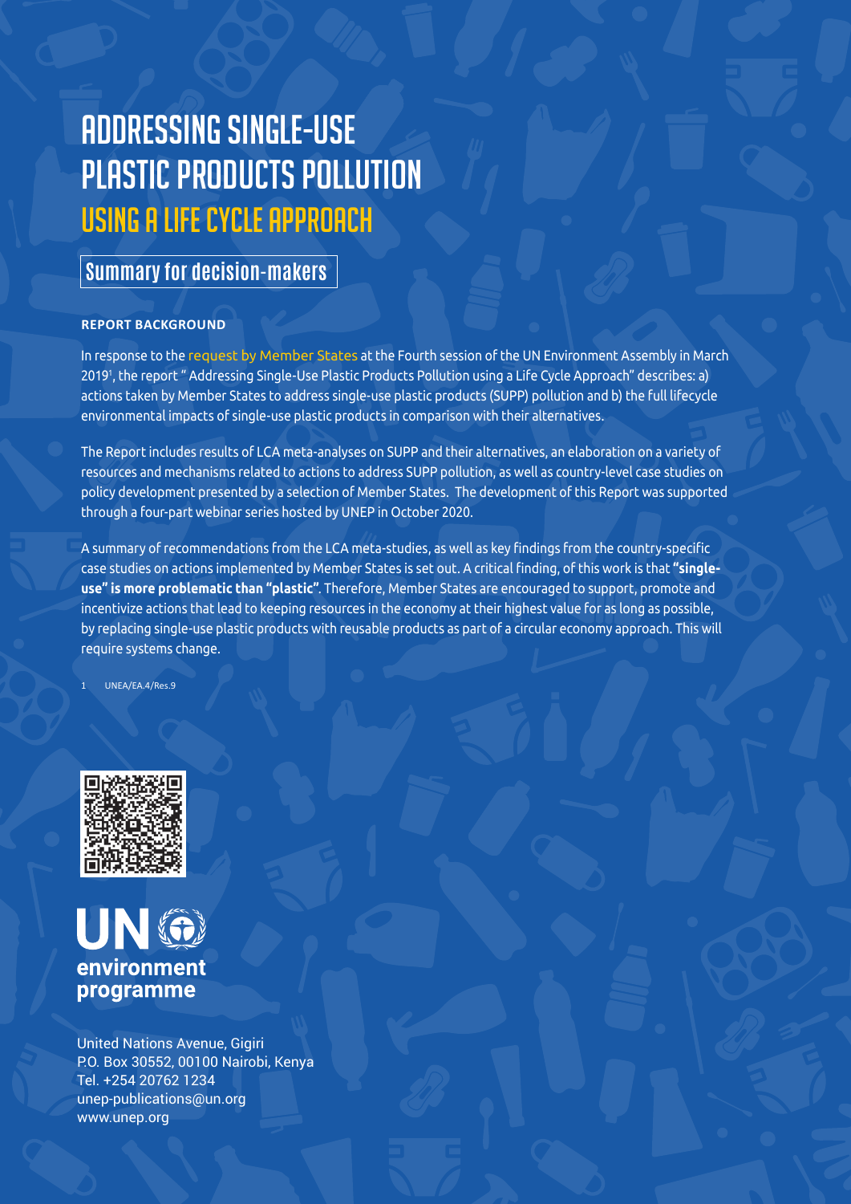# ADDRESSING SINGLE-USE PLASTIC PRODUCTS POLLUTION USING A LIFE CYCLE APPROACH

## Summary for decision-makers

**REPORT BACKGROUND**

In response to the request by Member States at the Fourth session of the UN Environment Assembly in March 2019[1], the report " Addressing Single-Use Plastic Products Pollution using a Life Cycle Approach" describes: a) actions taken by Member States to address single-use plastic products (SUPP) pollution and b) the full lifecycle environmental impacts of single-use plastic products in comparison with their alternatives.

The Report includes results of LCA meta-analyses on SUPP and their alternatives, an elaboration on a variety of resources and mechanisms related to actions to address SUPP pollution, as well as country-level case studies on policy development presented by a selection of Member States. The development of this Report was supported through a four-part webinar series hosted by UNEP in October 2020.

A summary of recommendations from the LCA meta-studies, as well as key findings from the country-specific case studies on actions implemented by Member States is set out. A critical finding, of this work is that **"single-use" is more problematic than "plastic"**. Therefore, Member States are encouraged to support, promote and incentivize actions that lead to keeping resources in the economy at their highest value for as long as possible, by replacing single-use plastic products with reusable products as part of a circular economy approach. This will require systems change.

1 UNEA/EA.4/Res.9

**UN environment programme**

United Nations Avenue, Gigiri
P.O. Box 30552, 00100 Nairobi, Kenya
Tel. +254 20762 1234
unep-publications@un.org
www.unep.org